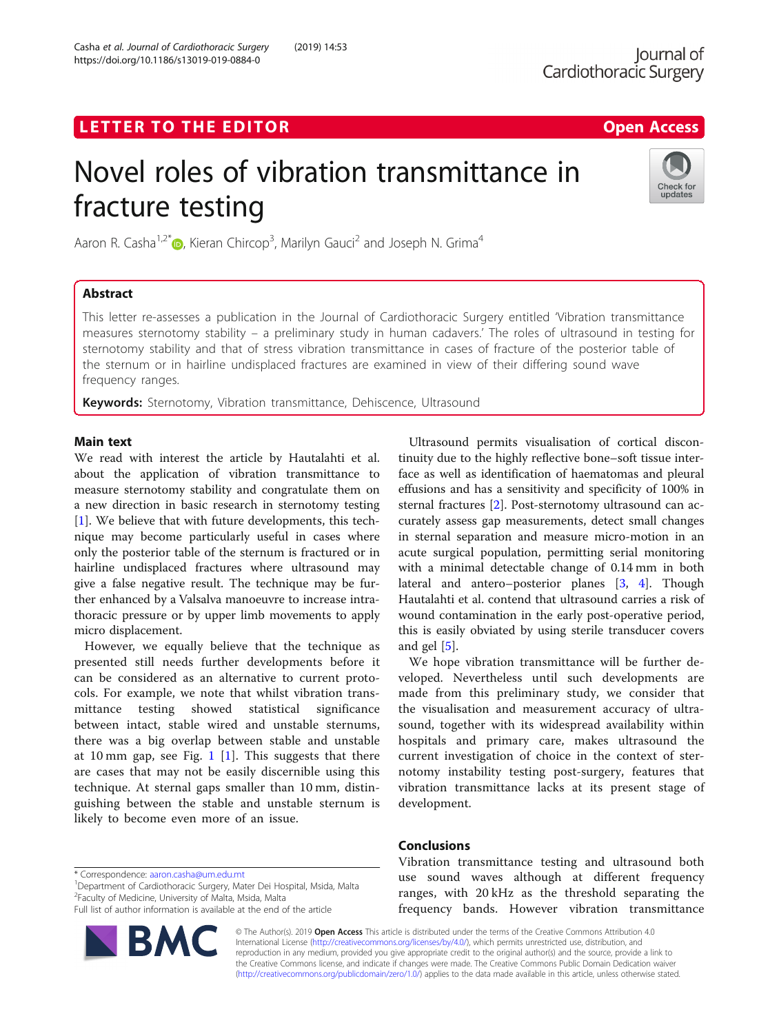LETTER TO THE EDITOR

Open Access

# Novel roles of vibration transmittance in fracture testing

Aaron R. Casha[1,2*], Kieran Chircop[3], Marilyn Gauci[2] and Joseph N. Grima[4]

## Abstract

This letter re-assesses a publication in the Journal of Cardiothoracic Surgery entitled 'Vibration transmittance measures sternotomy stability – a preliminary study in human cadavers.' The roles of ultrasound in testing for sternotomy stability and that of stress vibration transmittance in cases of fracture of the posterior table of the sternum or in hairline undisplaced fractures are examined in view of their differing sound wave frequency ranges.

**Keywords:** Sternotomy, Vibration transmittance, Dehiscence, Ultrasound

## Main text

We read with interest the article by Hautalahti et al. about the application of vibration transmittance to measure sternotomy stability and congratulate them on a new direction in basic research in sternotomy testing [1]. We believe that with future developments, this technique may become particularly useful in cases where only the posterior table of the sternum is fractured or in hairline undisplaced fractures where ultrasound may give a false negative result. The technique may be further enhanced by a Valsalva manoeuvre to increase intra-thoracic pressure or by upper limb movements to apply micro displacement.

However, we equally believe that the technique as presented still needs further developments before it can be considered as an alternative to current protocols. For example, we note that whilst vibration transmittance testing showed statistical significance between intact, stable wired and unstable sternums, there was a big overlap between stable and unstable at 10 mm gap, see Fig. 1 [1]. This suggests that there are cases that may not be easily discernible using this technique. At sternal gaps smaller than 10 mm, distinguishing between the stable and unstable sternum is likely to become even more of an issue.

Ultrasound permits visualisation of cortical discontinuity due to the highly reflective bone–soft tissue interface as well as identification of haematomas and pleural effusions and has a sensitivity and specificity of 100% in sternal fractures [2]. Post-sternotomy ultrasound can accurately assess gap measurements, detect small changes in sternal separation and measure micro-motion in an acute surgical population, permitting serial monitoring with a minimal detectable change of 0.14 mm in both lateral and antero–posterior planes [3, 4]. Though Hautalahti et al. contend that ultrasound carries a risk of wound contamination in the early post-operative period, this is easily obviated by using sterile transducer covers and gel [5].

We hope vibration transmittance will be further developed. Nevertheless until such developments are made from this preliminary study, we consider that the visualisation and measurement accuracy of ultrasound, together with its widespread availability within hospitals and primary care, makes ultrasound the current investigation of choice in the context of sternotomy instability testing post-surgery, features that vibration transmittance lacks at its present stage of development.

## Conclusions

Vibration transmittance testing and ultrasound both use sound waves although at different frequency ranges, with 20 kHz as the threshold separating the frequency bands. However vibration transmittance

\* Correspondence: aaron.casha@um.edu.mt
[1]Department of Cardiothoracic Surgery, Mater Dei Hospital, Msida, Malta
[2]Faculty of Medicine, University of Malta, Msida, Malta
Full list of author information is available at the end of the article

© The Author(s). 2019 **Open Access** This article is distributed under the terms of the Creative Commons Attribution 4.0 International License (http://creativecommons.org/licenses/by/4.0/), which permits unrestricted use, distribution, and reproduction in any medium, provided you give appropriate credit to the original author(s) and the source, provide a link to the Creative Commons license, and indicate if changes were made. The Creative Commons Public Domain Dedication waiver (http://creativecommons.org/publicdomain/zero/1.0/) applies to the data made available in this article, unless otherwise stated.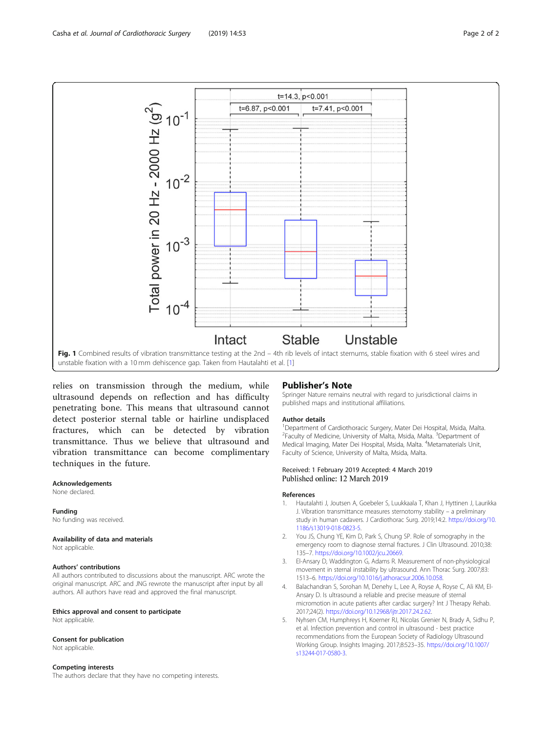t=14.3, p<0.001

t=6.87, p<0.001

t=7.41, p<0.001

Total power in 20 Hz - 2000 Hz ($g^2$)

$10^{-1}$

$10^{-2}$

$10^{-3}$

$10^{-4}$

Intact

Stable

Unstable

**Fig. 1** Combined results of vibration transmittance testing at the 2nd – 4th rib levels of intact sternums, stable fixation with 6 steel wires and unstable fixation with a 10 mm dehiscence gap. Taken from Hautalahti et al. [1]

relies on transmission through the medium, while ultrasound depends on reflection and has difficulty penetrating bone. This means that ultrasound cannot detect posterior sternal table or hairline undisplaced fractures, which can be detected by vibration transmittance. Thus we believe that ultrasound and vibration transmittance can become complimentary techniques in the future.

### Acknowledgements

None declared.

### Funding

No funding was received.

### Availability of data and materials

Not applicable.

### Authors' contributions

All authors contributed to discussions about the manuscript. ARC wrote the original manuscript. ARC and JNG rewrote the manuscript after input by all authors. All authors have read and approved the final manuscript.

### Ethics approval and consent to participate

Not applicable.

### Consent for publication

Not applicable.

### Competing interests

The authors declare that they have no competing interests.

## Publisher's Note

Springer Nature remains neutral with regard to jurisdictional claims in published maps and institutional affiliations.

### Author details

[1]Department of Cardiothoracic Surgery, Mater Dei Hospital, Msida, Malta. [2]Faculty of Medicine, University of Malta, Msida, Malta. [3]Department of Medical Imaging, Mater Dei Hospital, Msida, Malta. [4]Metamaterials Unit, Faculty of Science, University of Malta, Msida, Malta.

Received: 1 February 2019 Accepted: 4 March 2019
Published online: 12 March 2019

### References

1. Hautalahti J, Joutsen A, Goebeler S, Luukkaala T, Khan J, Hyttinen J, Laurikka J. Vibration transmittance measures sternotomy stability – a preliminary study in human cadavers. J Cardiothorac Surg. 2019;14:2. https://doi.org/10.1186/s13019-018-0823-5.
2. You JS, Chung YE, Kim D, Park S, Chung SP. Role of somography in the emergency room to diagnose sternal fractures. J Clin Ultrasound. 2010;38:135–7. https://doi.org/10.1002/jcu.20669.
3. El-Ansary D, Waddington G, Adams R. Measurement of non-physiological movement in sternal instability by ultrasound. Ann Thorac Surg. 2007;83:1513–6. https://doi.org/10.1016/j.athoracsur.2006.10.058.
4. Balachandran S, Sorohan M, Denehy L, Lee A, Royse A, Royse C, Ali KM, El-Ansary D. Is ultrasound a reliable and precise measure of sternal micromotion in acute patients after cardiac surgery? Int J Therapy Rehab. 2017;24(2). https://doi.org/10.12968/ijtr.2017.24.2.62.
5. Nyhsen CM, Humphreys H, Koerner RJ, Nicolas Grenier N, Brady A, Sidhu P, et al. Infection prevention and control in ultrasound - best practice recommendations from the European Society of Radiology Ultrasound Working Group. Insights Imaging. 2017;8:523–35. https://doi.org/10.1007/s13244-017-0580-3.